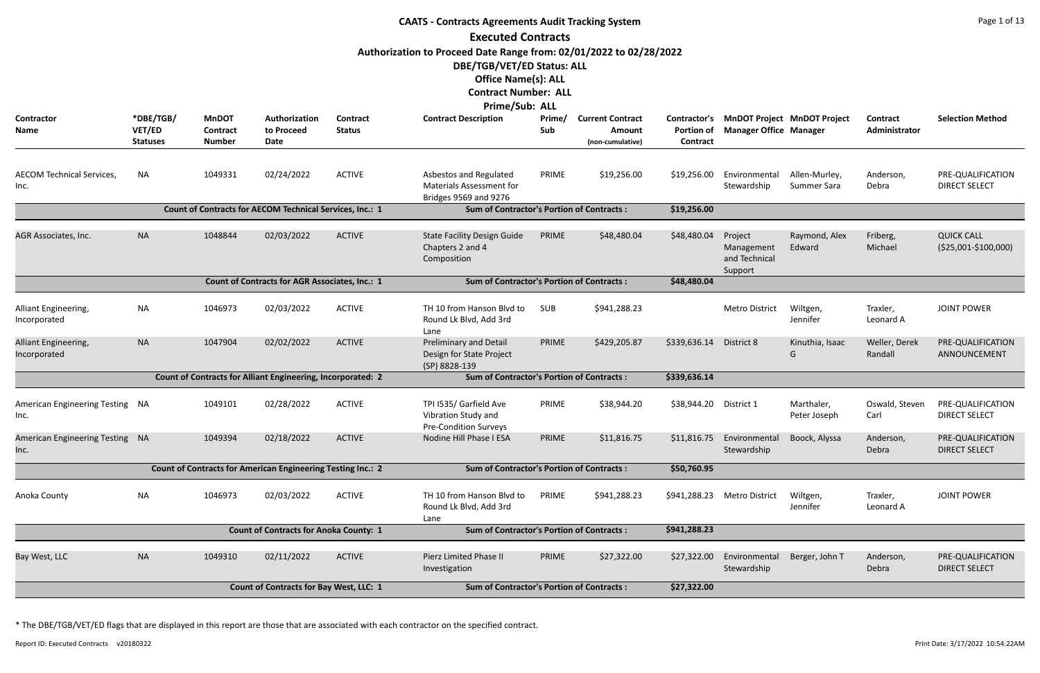# CAATS - Contracts Agreements Audit Tracking System

## Executed Contracts

**Authorization to Proceed Date Range from: 02/01/2022 to 02/28/2022**

**DBE/TGB/VET/ED Status: ALL**

**Office Name(s): ALL**

**Contract Number: ALL**

**Prime/Sub: ALL**

| Contractor Name | *DBE/TGB/ VET/ED Statuses | MnDOT Contract Number | Authorization to Proceed Date | Contract Status | Contract Description | Prime/ Sub | Current Contract Amount (non-cumulative) | Contractor's Portion of Contract | MnDOT Project Manager Office | MnDOT Project Manager | Contract Administrator | Selection Method |
|---|---|---|---|---|---|---|---|---|---|---|---|---|
| AECOM Technical Services, Inc. | NA | 1049331 | 02/24/2022 | ACTIVE | Asbestos and Regulated Materials Assessment for Bridges 9569 and 9276 | PRIME | $19,256.00 | $19,256.00 | Environmental Stewardship | Allen-Murley, Summer Sara | Anderson, Debra | PRE-QUALIFICATION DIRECT SELECT |
| | | Count of Contracts for AECOM Technical Services, Inc.: 1 | | | Sum of Contractor's Portion of Contracts : | | | $19,256.00 | | | | |
| AGR Associates, Inc. | NA | 1048844 | 02/03/2022 | ACTIVE | State Facility Design Guide Chapters 2 and 4 Composition | PRIME | $48,480.04 | $48,480.04 | Project Management and Technical Support | Raymond, Alex Edward | Friberg, Michael | QUICK CALL ($25,001-$100,000) |
| | | Count of Contracts for AGR Associates, Inc.: 1 | | | Sum of Contractor's Portion of Contracts : | | | $48,480.04 | | | | |
| Alliant Engineering, Incorporated | NA | 1046973 | 02/03/2022 | ACTIVE | TH 10 from Hanson Blvd to Round Lk Blvd, Add 3rd Lane | SUB | $941,288.23 | | Metro District | Wiltgen, Jennifer | Traxler, Leonard A | JOINT POWER |
| Alliant Engineering, Incorporated | NA | 1047904 | 02/02/2022 | ACTIVE | Preliminary and Detail Design for State Project (SP) 8828-139 | PRIME | $429,205.87 | $339,636.14 | District 8 | Kinuthia, Isaac G | Weller, Derek Randall | PRE-QUALIFICATION ANNOUNCEMENT |
| | | Count of Contracts for Alliant Engineering, Incorporated: 2 | | | Sum of Contractor's Portion of Contracts : | | | $339,636.14 | | | | |
| American Engineering Testing Inc. | NA | 1049101 | 02/28/2022 | ACTIVE | TPI I535/ Garfield Ave Vibration Study and Pre-Condition Surveys | PRIME | $38,944.20 | $38,944.20 | District 1 | Marthaler, Peter Joseph | Oswald, Steven Carl | PRE-QUALIFICATION DIRECT SELECT |
| American Engineering Testing Inc. | NA | 1049394 | 02/18/2022 | ACTIVE | Nodine Hill Phase I ESA | PRIME | $11,816.75 | $11,816.75 | Environmental Stewardship | Boock, Alyssa | Anderson, Debra | PRE-QUALIFICATION DIRECT SELECT |
| | | Count of Contracts for American Engineering Testing Inc.: 2 | | | Sum of Contractor's Portion of Contracts : | | | $50,760.95 | | | | |
| Anoka County | NA | 1046973 | 02/03/2022 | ACTIVE | TH 10 from Hanson Blvd to Round Lk Blvd, Add 3rd Lane | PRIME | $941,288.23 | $941,288.23 | Metro District | Wiltgen, Jennifer | Traxler, Leonard A | JOINT POWER |
| | | Count of Contracts for Anoka County: 1 | | | Sum of Contractor's Portion of Contracts : | | | $941,288.23 | | | | |
| Bay West, LLC | NA | 1049310 | 02/11/2022 | ACTIVE | Pierz Limited Phase II Investigation | PRIME | $27,322.00 | $27,322.00 | Environmental Stewardship | Berger, John T | Anderson, Debra | PRE-QUALIFICATION DIRECT SELECT |
| | | Count of Contracts for Bay West, LLC: 1 | | | Sum of Contractor's Portion of Contracts : | | | $27,322.00 | | | | |

\* The DBE/TGB/VET/ED flags that are displayed in this report are those that are associated with each contractor on the specified contract.

Report ID: Executed Contracts v20180322

Print Date: 3/17/2022 10:54:22AM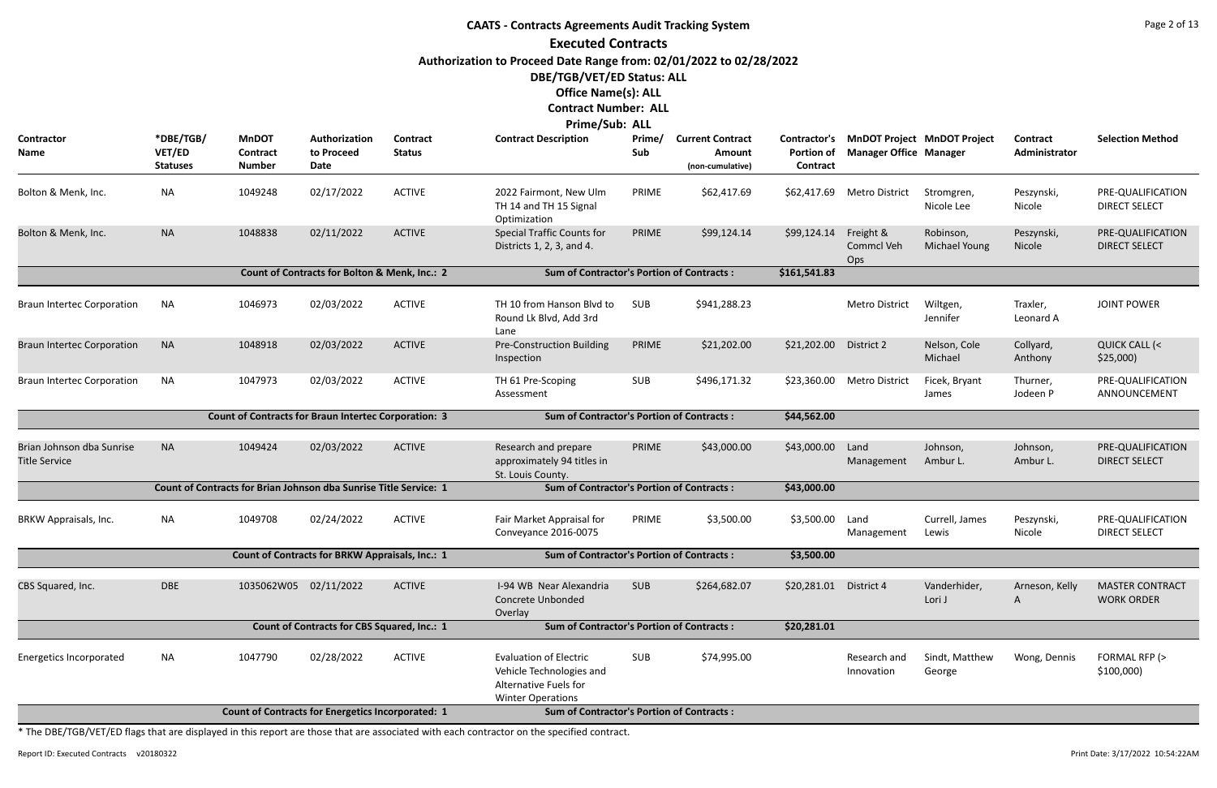# CAATS - Contracts Agreements Audit Tracking System

## Executed Contracts

**Authorization to Proceed Date Range from: 02/01/2022 to 02/28/2022**

**DBE/TGB/VET/ED Status: ALL**

**Office Name(s): ALL**

**Contract Number: ALL**

**Prime/Sub: ALL**

| Contractor Name | *DBE/TGB/ VET/ED Statuses | MnDOT Contract Number | Authorization to Proceed Date | Contract Status | Contract Description | Prime/ Sub | Current Contract Amount (non-cumulative) | Contractor's Portion of Contract | MnDOT Project Manager Office | MnDOT Project Manager | Contract Administrator | Selection Method |
|---|---|---|---|---|---|---|---|---|---|---|---|---|
| Bolton & Menk, Inc. | NA | 1049248 | 02/17/2022 | ACTIVE | 2022 Fairmont, New Ulm TH 14 and TH 15 Signal Optimization | PRIME | $62,417.69 | $62,417.69 | Metro District | Stromgren, Nicole Lee | Peszynski, Nicole | PRE-QUALIFICATION DIRECT SELECT |
| Bolton & Menk, Inc. | NA | 1048838 | 02/11/2022 | ACTIVE | Special Traffic Counts for Districts 1, 2, 3, and 4. | PRIME | $99,124.14 | $99,124.14 | Freight & Commcl Veh Ops | Robinson, Michael Young | Peszynski, Nicole | PRE-QUALIFICATION DIRECT SELECT |
| | | **Count of Contracts for Bolton & Menk, Inc.: 2** | | | **Sum of Contractor's Portion of Contracts :** | | | **$161,541.83** | | | | |
| Braun Intertec Corporation | NA | 1046973 | 02/03/2022 | ACTIVE | TH 10 from Hanson Blvd to Round Lk Blvd, Add 3rd Lane | SUB | $941,288.23 | | Metro District | Wiltgen, Jennifer | Traxler, Leonard A | JOINT POWER |
| Braun Intertec Corporation | NA | 1048918 | 02/03/2022 | ACTIVE | Pre-Construction Building Inspection | PRIME | $21,202.00 | $21,202.00 | District 2 | Nelson, Cole Michael | Collyard, Anthony | QUICK CALL (< $25,000) |
| Braun Intertec Corporation | NA | 1047973 | 02/03/2022 | ACTIVE | TH 61 Pre-Scoping Assessment | SUB | $496,171.32 | $23,360.00 | Metro District | Ficek, Bryant James | Thurner, Jodeen P | PRE-QUALIFICATION ANNOUNCEMENT |
| | | **Count of Contracts for Braun Intertec Corporation: 3** | | | **Sum of Contractor's Portion of Contracts :** | | | **$44,562.00** | | | | |
| Brian Johnson dba Sunrise Title Service | NA | 1049424 | 02/03/2022 | ACTIVE | Research and prepare approximately 94 titles in St. Louis County. | PRIME | $43,000.00 | $43,000.00 | Land Management | Johnson, Ambur L. | Johnson, Ambur L. | PRE-QUALIFICATION DIRECT SELECT |
| | | **Count of Contracts for Brian Johnson dba Sunrise Title Service: 1** | | | **Sum of Contractor's Portion of Contracts :** | | | **$43,000.00** | | | | |
| BRKW Appraisals, Inc. | NA | 1049708 | 02/24/2022 | ACTIVE | Fair Market Appraisal for Conveyance 2016-0075 | PRIME | $3,500.00 | $3,500.00 | Land Management | Currell, James Lewis | Peszynski, Nicole | PRE-QUALIFICATION DIRECT SELECT |
| | | **Count of Contracts for BRKW Appraisals, Inc.: 1** | | | **Sum of Contractor's Portion of Contracts :** | | | **$3,500.00** | | | | |
| CBS Squared, Inc. | DBE | 1035062W05 | 02/11/2022 | ACTIVE | I-94 WB Near Alexandria Concrete Unbonded Overlay | SUB | $264,682.07 | $20,281.01 | District 4 | Vanderhider, Lori J | Arneson, Kelly A | MASTER CONTRACT WORK ORDER |
| | | **Count of Contracts for CBS Squared, Inc.: 1** | | | **Sum of Contractor's Portion of Contracts :** | | | **$20,281.01** | | | | |
| Energetics Incorporated | NA | 1047790 | 02/28/2022 | ACTIVE | Evaluation of Electric Vehicle Technologies and Alternative Fuels for Winter Operations | SUB | $74,995.00 | | Research and Innovation | Sindt, Matthew George | Wong, Dennis | FORMAL RFP (> $100,000) |
| | | **Count of Contracts for Energetics Incorporated: 1** | | | **Sum of Contractor's Portion of Contracts :** | | | | | | | |

* The DBE/TGB/VET/ED flags that are displayed in this report are those that are associated with each contractor on the specified contract.

Report ID: Executed Contracts v20180322

Print Date: 3/17/2022 10:54:22AM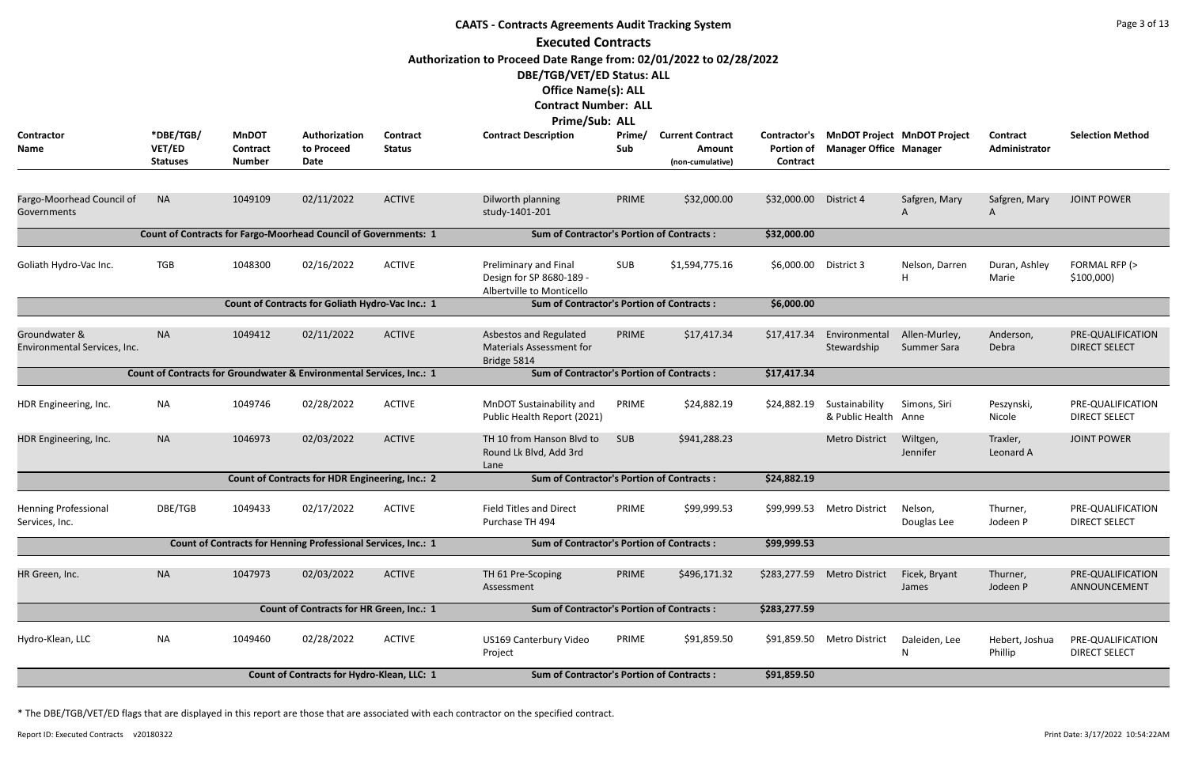# CAATS - Contracts Agreements Audit Tracking System

## Executed Contracts

**Authorization to Proceed Date Range from: 02/01/2022 to 02/28/2022**

**DBE/TGB/VET/ED Status: ALL**

**Office Name(s): ALL**

**Contract Number: ALL**

**Prime/Sub: ALL**

| Contractor Name | *DBE/TGB/ VET/ED Statuses | MnDOT Contract Number | Authorization to Proceed Date | Contract Status | Contract Description | Prime/ Sub | Current Contract Amount (non-cumulative) | Contractor's Portion of Contract | MnDOT Project Manager Office | MnDOT Project Manager | Contract Administrator | Selection Method |
|---|---|---|---|---|---|---|---|---|---|---|---|---|
| Fargo-Moorhead Council of Governments | NA | 1049109 | 02/11/2022 | ACTIVE | Dilworth planning study-1401-201 | PRIME | $32,000.00 | $32,000.00 | District 4 | Safgren, Mary A | Safgren, Mary A | JOINT POWER |
| Count of Contracts for Fargo-Moorhead Council of Governments: 1 | | | | | Sum of Contractor's Portion of Contracts : | | | $32,000.00 | | | | |
| Goliath Hydro-Vac Inc. | TGB | 1048300 | 02/16/2022 | ACTIVE | Preliminary and Final Design for SP 8680-189 - Albertville to Monticello | SUB | $1,594,775.16 | $6,000.00 | District 3 | Nelson, Darren H | Duran, Ashley Marie | FORMAL RFP (> $100,000) |
| Count of Contracts for Goliath Hydro-Vac Inc.: 1 | | | | | Sum of Contractor's Portion of Contracts : | | | $6,000.00 | | | | |
| Groundwater & Environmental Services, Inc. | NA | 1049412 | 02/11/2022 | ACTIVE | Asbestos and Regulated Materials Assessment for Bridge 5814 | PRIME | $17,417.34 | $17,417.34 | Environmental Stewardship | Allen-Murley, Summer Sara | Anderson, Debra | PRE-QUALIFICATION DIRECT SELECT |
| Count of Contracts for Groundwater & Environmental Services, Inc.: 1 | | | | | Sum of Contractor's Portion of Contracts : | | | $17,417.34 | | | | |
| HDR Engineering, Inc. | NA | 1049746 | 02/28/2022 | ACTIVE | MnDOT Sustainability and Public Health Report (2021) | PRIME | $24,882.19 | $24,882.19 | Sustainability & Public Health | Simons, Siri Anne | Peszynski, Nicole | PRE-QUALIFICATION DIRECT SELECT |
| HDR Engineering, Inc. | NA | 1046973 | 02/03/2022 | ACTIVE | TH 10 from Hanson Blvd to Round Lk Blvd, Add 3rd Lane | SUB | $941,288.23 | | Metro District | Wiltgen, Jennifer | Traxler, Leonard A | JOINT POWER |
| Count of Contracts for HDR Engineering, Inc.: 2 | | | | | Sum of Contractor's Portion of Contracts : | | | $24,882.19 | | | | |
| Henning Professional Services, Inc. | DBE/TGB | 1049433 | 02/17/2022 | ACTIVE | Field Titles and Direct Purchase TH 494 | PRIME | $99,999.53 | $99,999.53 | Metro District | Nelson, Douglas Lee | Thurner, Jodeen P | PRE-QUALIFICATION DIRECT SELECT |
| Count of Contracts for Henning Professional Services, Inc.: 1 | | | | | Sum of Contractor's Portion of Contracts : | | | $99,999.53 | | | | |
| HR Green, Inc. | NA | 1047973 | 02/03/2022 | ACTIVE | TH 61 Pre-Scoping Assessment | PRIME | $496,171.32 | $283,277.59 | Metro District | Ficek, Bryant James | Thurner, Jodeen P | PRE-QUALIFICATION ANNOUNCEMENT |
| Count of Contracts for HR Green, Inc.: 1 | | | | | Sum of Contractor's Portion of Contracts : | | | $283,277.59 | | | | |
| Hydro-Klean, LLC | NA | 1049460 | 02/28/2022 | ACTIVE | US169 Canterbury Video Project | PRIME | $91,859.50 | $91,859.50 | Metro District | Daleiden, Lee N | Hebert, Joshua Phillip | PRE-QUALIFICATION DIRECT SELECT |
| Count of Contracts for Hydro-Klean, LLC: 1 | | | | | Sum of Contractor's Portion of Contracts : | | | $91,859.50 | | | | |

* The DBE/TGB/VET/ED flags that are displayed in this report are those that are associated with each contractor on the specified contract.

Report ID: Executed Contracts v20180322

Print Date: 3/17/2022 10:54:22AM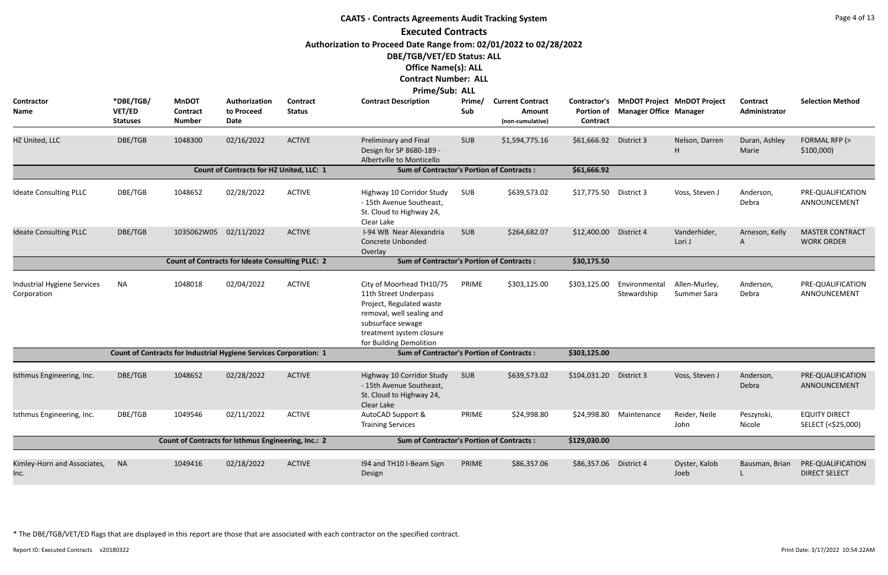# CAATS - Contracts Agreements Audit Tracking System

## Executed Contracts

**Authorization to Proceed Date Range from: 02/01/2022 to 02/28/2022**

**DBE/TGB/VET/ED Status: ALL**

**Office Name(s): ALL**

**Contract Number: ALL**

**Prime/Sub: ALL**

| Contractor Name | *DBE/TGB/VET/ED Statuses | MnDOT Contract Number | Authorization to Proceed Date | Contract Status | Contract Description | Prime/Sub | Current Contract Amount (non-cumulative) | Contractor's Portion of Contract | MnDOT Project Manager Office | MnDOT Project Manager | Contract Administrator | Selection Method |
|---|---|---|---|---|---|---|---|---|---|---|---|---|
| HZ United, LLC | DBE/TGB | 1048300 | 02/16/2022 | ACTIVE | Preliminary and Final Design for SP 8680-189 - Albertville to Monticello | SUB | $1,594,775.16 | $61,666.92 | District 3 | Nelson, Darren H | Duran, Ashley Marie | FORMAL RFP (> $100,000) |
| | | Count of Contracts for HZ United, LLC: 1 | | | Sum of Contractor's Portion of Contracts : | | | $61,666.92 | | | | |
| Ideate Consulting PLLC | DBE/TGB | 1048652 | 02/28/2022 | ACTIVE | Highway 10 Corridor Study - 15th Avenue Southeast, St. Cloud to Highway 24, Clear Lake | SUB | $639,573.02 | $17,775.50 | District 3 | Voss, Steven J | Anderson, Debra | PRE-QUALIFICATION ANNOUNCEMENT |
| Ideate Consulting PLLC | DBE/TGB | 1035062W05 | 02/11/2022 | ACTIVE | I-94 WB Near Alexandria Concrete Unbonded Overlay | SUB | $264,682.07 | $12,400.00 | District 4 | Vanderhider, Lori J | Arneson, Kelly A | MASTER CONTRACT WORK ORDER |
| | | Count of Contracts for Ideate Consulting PLLC: 2 | | | Sum of Contractor's Portion of Contracts : | | | $30,175.50 | | | | |
| Industrial Hygiene Services Corporation | NA | 1048018 | 02/04/2022 | ACTIVE | City of Moorhead TH10/75 11th Street Underpass Project, Regulated waste removal, well sealing and subsurface sewage treatment system closure for Building Demolition | PRIME | $303,125.00 | $303,125.00 | Environmental Stewardship | Allen-Murley, Summer Sara | Anderson, Debra | PRE-QUALIFICATION ANNOUNCEMENT |
| | | Count of Contracts for Industrial Hygiene Services Corporation: 1 | | | Sum of Contractor's Portion of Contracts : | | | $303,125.00 | | | | |
| Isthmus Engineering, Inc. | DBE/TGB | 1048652 | 02/28/2022 | ACTIVE | Highway 10 Corridor Study - 15th Avenue Southeast, St. Cloud to Highway 24, Clear Lake | SUB | $639,573.02 | $104,031.20 | District 3 | Voss, Steven J | Anderson, Debra | PRE-QUALIFICATION ANNOUNCEMENT |
| Isthmus Engineering, Inc. | DBE/TGB | 1049546 | 02/11/2022 | ACTIVE | AutoCAD Support & Training Services | PRIME | $24,998.80 | $24,998.80 | Maintenance | Reider, Neile John | Peszynski, Nicole | EQUITY DIRECT SELECT (<$25,000) |
| | | Count of Contracts for Isthmus Engineering, Inc.: 2 | | | Sum of Contractor's Portion of Contracts : | | | $129,030.00 | | | | |
| Kimley-Horn and Associates, Inc. | NA | 1049416 | 02/18/2022 | ACTIVE | I94 and TH10 I-Beam Sign Design | PRIME | $86,357.06 | $86,357.06 | District 4 | Oyster, Kalob Joeb | Bausman, Brian L | PRE-QUALIFICATION DIRECT SELECT |

* The DBE/TGB/VET/ED flags that are displayed in this report are those that are associated with each contractor on the specified contract.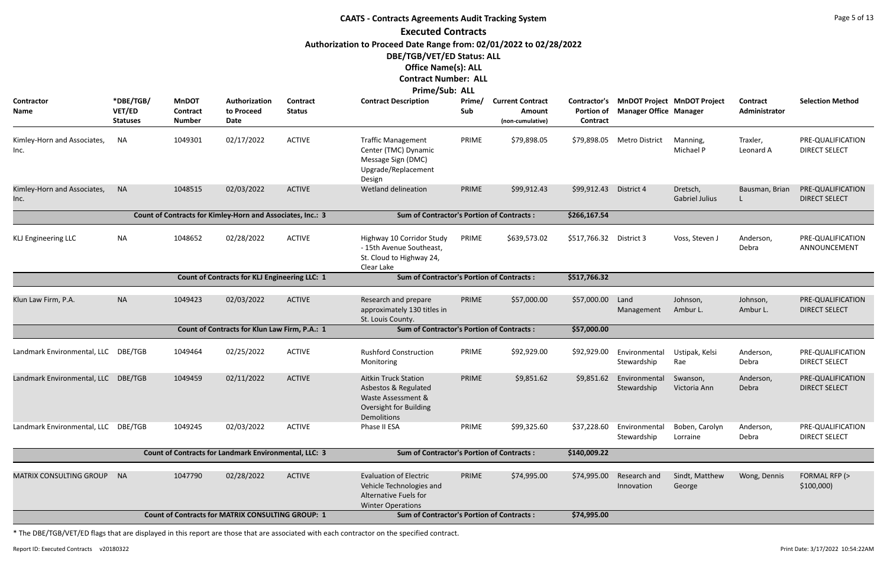# CAATS - Contracts Agreements Audit Tracking System

## Executed Contracts

**Authorization to Proceed Date Range from: 02/01/2022 to 02/28/2022**

**DBE/TGB/VET/ED Status: ALL**

**Office Name(s): ALL**

**Contract Number: ALL**

**Prime/Sub: ALL**

| Contractor Name | *DBE/TGB/ VET/ED Statuses | MnDOT Contract Number | Authorization to Proceed Date | Contract Status | Contract Description | Prime/ Sub | Current Contract Amount (non-cumulative) | Contractor's Portion of Contract | MnDOT Project Manager Office | MnDOT Project Manager | Contract Administrator | Selection Method |
|---|---|---|---|---|---|---|---|---|---|---|---|---|
| Kimley-Horn and Associates, Inc. | NA | 1049301 | 02/17/2022 | ACTIVE | Traffic Management Center (TMC) Dynamic Message Sign (DMC) Upgrade/Replacement Design | PRIME | $79,898.05 | $79,898.05 | Metro District | Manning, Michael P | Traxler, Leonard A | PRE-QUALIFICATION DIRECT SELECT |
| Kimley-Horn and Associates, Inc. | NA | 1048515 | 02/03/2022 | ACTIVE | Wetland delineation | PRIME | $99,912.43 | $99,912.43 | District 4 | Dretsch, Gabriel Julius | Bausman, Brian L | PRE-QUALIFICATION DIRECT SELECT |
| **Count of Contracts for Kimley-Horn and Associates, Inc.: 3** | | | | | **Sum of Contractor's Portion of Contracts :** | | | **$266,167.54** | | | | |
| KLJ Engineering LLC | NA | 1048652 | 02/28/2022 | ACTIVE | Highway 10 Corridor Study - 15th Avenue Southeast, St. Cloud to Highway 24, Clear Lake | PRIME | $639,573.02 | $517,766.32 | District 3 | Voss, Steven J | Anderson, Debra | PRE-QUALIFICATION ANNOUNCEMENT |
| **Count of Contracts for KLJ Engineering LLC: 1** | | | | | **Sum of Contractor's Portion of Contracts :** | | | **$517,766.32** | | | | |
| Klun Law Firm, P.A. | NA | 1049423 | 02/03/2022 | ACTIVE | Research and prepare approximately 130 titles in St. Louis County. | PRIME | $57,000.00 | $57,000.00 | Land Management | Johnson, Ambur L. | Johnson, Ambur L. | PRE-QUALIFICATION DIRECT SELECT |
| **Count of Contracts for Klun Law Firm, P.A.: 1** | | | | | **Sum of Contractor's Portion of Contracts :** | | | **$57,000.00** | | | | |
| Landmark Environmental, LLC | DBE/TGB | 1049464 | 02/25/2022 | ACTIVE | Rushford Construction Monitoring | PRIME | $92,929.00 | $92,929.00 | Environmental Stewardship | Ustipak, Kelsi Rae | Anderson, Debra | PRE-QUALIFICATION DIRECT SELECT |
| Landmark Environmental, LLC | DBE/TGB | 1049459 | 02/11/2022 | ACTIVE | Aitkin Truck Station Asbestos & Regulated Waste Assessment & Oversight for Building Demolitions | PRIME | $9,851.62 | $9,851.62 | Environmental Stewardship | Swanson, Victoria Ann | Anderson, Debra | PRE-QUALIFICATION DIRECT SELECT |
| Landmark Environmental, LLC | DBE/TGB | 1049245 | 02/03/2022 | ACTIVE | Phase II ESA | PRIME | $99,325.60 | $37,228.60 | Environmental Stewardship | Boben, Carolyn Lorraine | Anderson, Debra | PRE-QUALIFICATION DIRECT SELECT |
| **Count of Contracts for Landmark Environmental, LLC: 3** | | | | | **Sum of Contractor's Portion of Contracts :** | | | **$140,009.22** | | | | |
| MATRIX CONSULTING GROUP | NA | 1047790 | 02/28/2022 | ACTIVE | Evaluation of Electric Vehicle Technologies and Alternative Fuels for Winter Operations | PRIME | $74,995.00 | $74,995.00 | Research and Innovation | Sindt, Matthew George | Wong, Dennis | FORMAL RFP (> $100,000) |
| **Count of Contracts for MATRIX CONSULTING GROUP: 1** | | | | | **Sum of Contractor's Portion of Contracts :** | | | **$74,995.00** | | | | |

* The DBE/TGB/VET/ED flags that are displayed in this report are those that are associated with each contractor on the specified contract.

Report ID: Executed Contracts v20180322

Print Date: 3/17/2022 10:54:22AM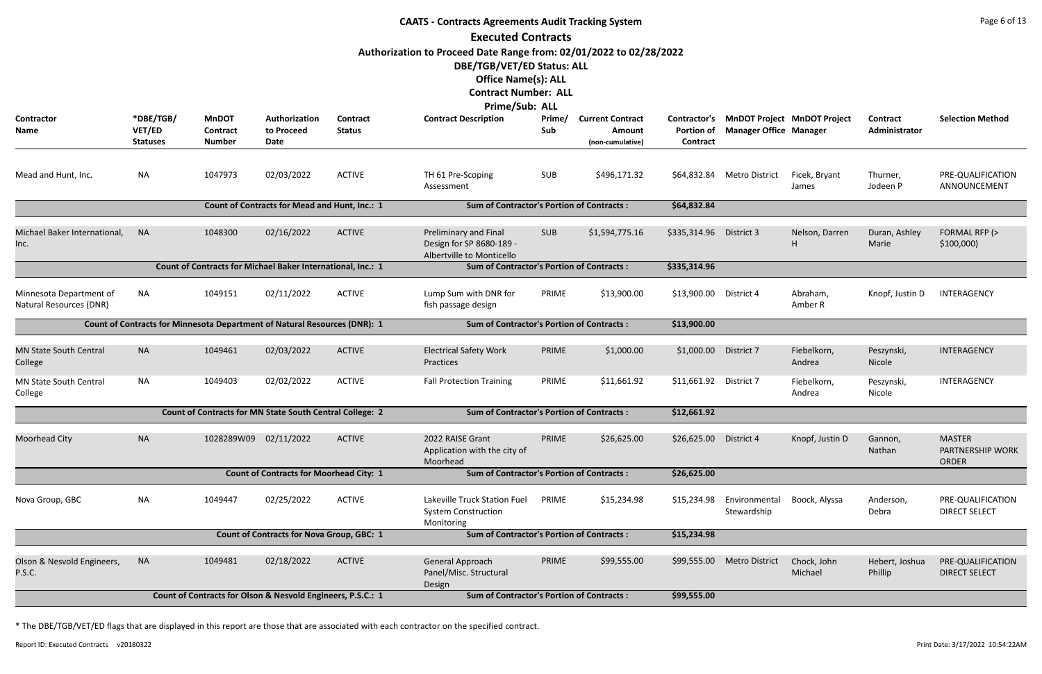# CAATS - Contracts Agreements Audit Tracking System

## Executed Contracts

**Authorization to Proceed Date Range from: 02/01/2022 to 02/28/2022**

**DBE/TGB/VET/ED Status: ALL**

**Office Name(s): ALL**

**Contract Number: ALL**

**Prime/Sub: ALL**

| Contractor Name | *DBE/TGB/ VET/ED Statuses | MnDOT Contract Number | Authorization to Proceed Date | Contract Status | Contract Description | Prime/ Sub | Current Contract Amount (non-cumulative) | Contractor's Portion of Contract | MnDOT Project Manager Office | MnDOT Project Manager | Contract Administrator | Selection Method |
|---|---|---|---|---|---|---|---|---|---|---|---|---|
| Mead and Hunt, Inc. | NA | 1047973 | 02/03/2022 | ACTIVE | TH 61 Pre-Scoping Assessment | SUB | $496,171.32 | $64,832.84 | Metro District | Ficek, Bryant James | Thurner, Jodeen P | PRE-QUALIFICATION ANNOUNCEMENT |
| | | Count of Contracts for Mead and Hunt, Inc.: 1 | | | Sum of Contractor's Portion of Contracts : | | | $64,832.84 | | | | |
| Michael Baker International, Inc. | NA | 1048300 | 02/16/2022 | ACTIVE | Preliminary and Final Design for SP 8680-189 - Albertville to Monticello | SUB | $1,594,775.16 | $335,314.96 | District 3 | Nelson, Darren H | Duran, Ashley Marie | FORMAL RFP (> $100,000) |
| | | Count of Contracts for Michael Baker International, Inc.: 1 | | | Sum of Contractor's Portion of Contracts : | | | $335,314.96 | | | | |
| Minnesota Department of Natural Resources (DNR) | NA | 1049151 | 02/11/2022 | ACTIVE | Lump Sum with DNR for fish passage design | PRIME | $13,900.00 | $13,900.00 | District 4 | Abraham, Amber R | Knopf, Justin D | INTERAGENCY |
| | | Count of Contracts for Minnesota Department of Natural Resources (DNR): 1 | | | Sum of Contractor's Portion of Contracts : | | | $13,900.00 | | | | |
| MN State South Central College | NA | 1049461 | 02/03/2022 | ACTIVE | Electrical Safety Work Practices | PRIME | $1,000.00 | $1,000.00 | District 7 | Fiebelkorn, Andrea | Peszynski, Nicole | INTERAGENCY |
| MN State South Central College | NA | 1049403 | 02/02/2022 | ACTIVE | Fall Protection Training | PRIME | $11,661.92 | $11,661.92 | District 7 | Fiebelkorn, Andrea | Peszynski, Nicole | INTERAGENCY |
| | | Count of Contracts for MN State South Central College: 2 | | | Sum of Contractor's Portion of Contracts : | | | $12,661.92 | | | | |
| Moorhead City | NA | 1028289W09 | 02/11/2022 | ACTIVE | 2022 RAISE Grant Application with the city of Moorhead | PRIME | $26,625.00 | $26,625.00 | District 4 | Knopf, Justin D | Gannon, Nathan | MASTER PARTNERSHIP WORK ORDER |
| | | Count of Contracts for Moorhead City: 1 | | | Sum of Contractor's Portion of Contracts : | | | $26,625.00 | | | | |
| Nova Group, GBC | NA | 1049447 | 02/25/2022 | ACTIVE | Lakeville Truck Station Fuel System Construction Monitoring | PRIME | $15,234.98 | $15,234.98 | Environmental Stewardship | Boock, Alyssa | Anderson, Debra | PRE-QUALIFICATION DIRECT SELECT |
| | | Count of Contracts for Nova Group, GBC: 1 | | | Sum of Contractor's Portion of Contracts : | | | $15,234.98 | | | | |
| Olson & Nesvold Engineers, P.S.C. | NA | 1049481 | 02/18/2022 | ACTIVE | General Approach Panel/Misc. Structural Design | PRIME | $99,555.00 | $99,555.00 | Metro District | Chock, John Michael | Hebert, Joshua Phillip | PRE-QUALIFICATION DIRECT SELECT |
| | | Count of Contracts for Olson & Nesvold Engineers, P.S.C.: 1 | | | Sum of Contractor's Portion of Contracts : | | | $99,555.00 | | | | |

* The DBE/TGB/VET/ED flags that are displayed in this report are those that are associated with each contractor on the specified contract.

Report ID: Executed Contracts v20180322 Print Date: 3/17/2022 10:54:22AM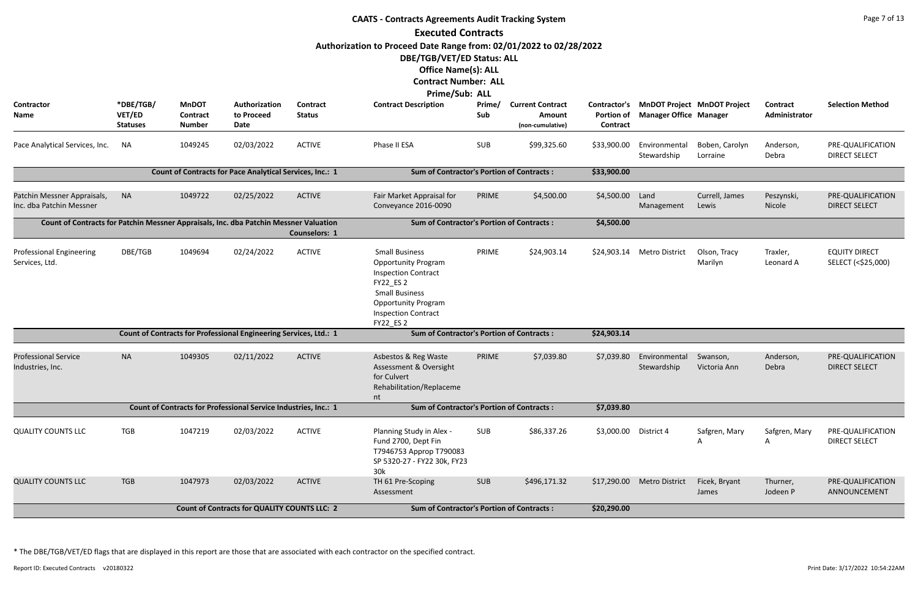# CAATS - Contracts Agreements Audit Tracking System

## Executed Contracts

**Authorization to Proceed Date Range from: 02/01/2022 to 02/28/2022**

**DBE/TGB/VET/ED Status: ALL**

**Office Name(s): ALL**

**Contract Number: ALL**

**Prime/Sub: ALL**

| Contractor Name | *DBE/TGB/ VET/ED Statuses | MnDOT Contract Number | Authorization to Proceed Date | Contract Status | Contract Description | Prime/ Sub | Current Contract Amount (non-cumulative) | Contractor's Portion of Contract | MnDOT Project Manager Office | MnDOT Project Manager | Contract Administrator | Selection Method |
|---|---|---|---|---|---|---|---|---|---|---|---|---|
| Pace Analytical Services, Inc. | NA | 1049245 | 02/03/2022 | ACTIVE | Phase II ESA | SUB | $99,325.60 | $33,900.00 | Environmental Stewardship | Boben, Carolyn Lorraine | Anderson, Debra | PRE-QUALIFICATION DIRECT SELECT |
| **Count of Contracts for Pace Analytical Services, Inc.: 1** | | | | | **Sum of Contractor's Portion of Contracts :** | | | **$33,900.00** | | | | |
| Patchin Messner Appraisals, Inc. dba Patchin Messner | NA | 1049722 | 02/25/2022 | ACTIVE | Fair Market Appraisal for Conveyance 2016-0090 | PRIME | $4,500.00 | $4,500.00 | Land Management | Currell, James Lewis | Peszynski, Nicole | PRE-QUALIFICATION DIRECT SELECT |
| **Count of Contracts for Patchin Messner Appraisals, Inc. dba Patchin Messner Valuation Counselors: 1** | | | | | **Sum of Contractor's Portion of Contracts :** | | | **$4,500.00** | | | | |
| Professional Engineering Services, Ltd. | DBE/TGB | 1049694 | 02/24/2022 | ACTIVE | Small Business Opportunity Program Inspection Contract FY22_ES 2 Small Business Opportunity Program Inspection Contract FY22_ES 2 | PRIME | $24,903.14 | $24,903.14 | Metro District | Olson, Tracy Marilyn | Traxler, Leonard A | EQUITY DIRECT SELECT (<$25,000) |
| **Count of Contracts for Professional Engineering Services, Ltd.: 1** | | | | | **Sum of Contractor's Portion of Contracts :** | | | **$24,903.14** | | | | |
| Professional Service Industries, Inc. | NA | 1049305 | 02/11/2022 | ACTIVE | Asbestos & Reg Waste Assessment & Oversight for Culvert Rehabilitation/Replacement | PRIME | $7,039.80 | $7,039.80 | Environmental Stewardship | Swanson, Victoria Ann | Anderson, Debra | PRE-QUALIFICATION DIRECT SELECT |
| **Count of Contracts for Professional Service Industries, Inc.: 1** | | | | | **Sum of Contractor's Portion of Contracts :** | | | **$7,039.80** | | | | |
| QUALITY COUNTS LLC | TGB | 1047219 | 02/03/2022 | ACTIVE | Planning Study in Alex - Fund 2700, Dept Fin T7946753 Approp T790083 SP 5320-27 - FY22 30k, FY23 30k | SUB | $86,337.26 | $3,000.00 | District 4 | Safgren, Mary A | Safgren, Mary A | PRE-QUALIFICATION DIRECT SELECT |
| QUALITY COUNTS LLC | TGB | 1047973 | 02/03/2022 | ACTIVE | TH 61 Pre-Scoping Assessment | SUB | $496,171.32 | $17,290.00 | Metro District | Ficek, Bryant James | Thurner, Jodeen P | PRE-QUALIFICATION ANNOUNCEMENT |
| **Count of Contracts for QUALITY COUNTS LLC: 2** | | | | | **Sum of Contractor's Portion of Contracts :** | | | **$20,290.00** | | | | |

\* The DBE/TGB/VET/ED flags that are displayed in this report are those that are associated with each contractor on the specified contract.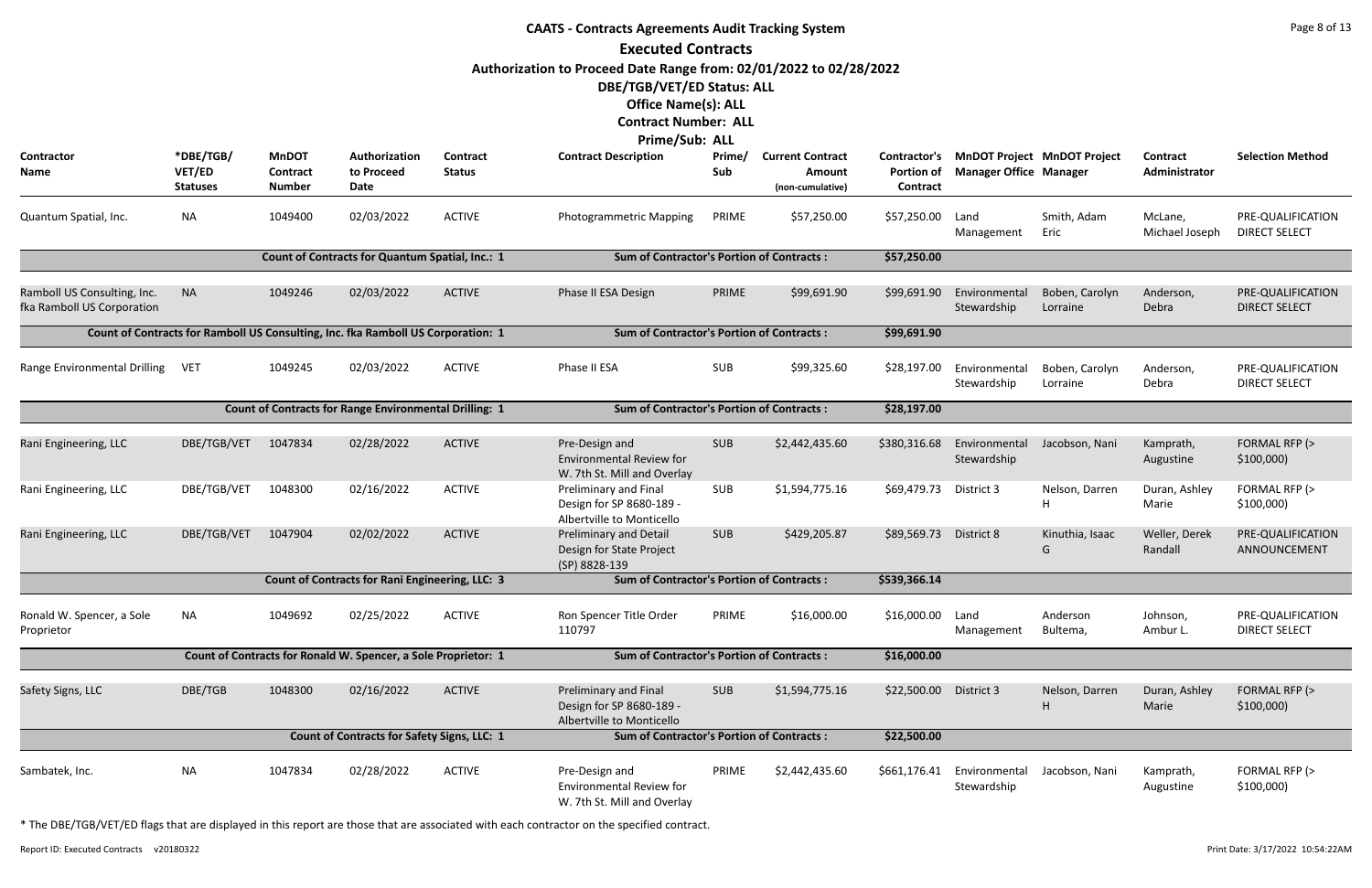# CAATS - Contracts Agreements Audit Tracking System

## Executed Contracts

**Authorization to Proceed Date Range from: 02/01/2022 to 02/28/2022**

**DBE/TGB/VET/ED Status: ALL**

**Office Name(s): ALL**

**Contract Number: ALL**

**Prime/Sub: ALL**

| Contractor Name | *DBE/TGB/ VET/ED Statuses | MnDOT Contract Number | Authorization to Proceed Date | Contract Status | Contract Description | Prime/ Sub | Current Contract Amount (non-cumulative) | Contractor's Portion of Contract | MnDOT Project Manager Office | MnDOT Project Manager | Contract Administrator | Selection Method |
|---|---|---|---|---|---|---|---|---|---|---|---|---|
| Quantum Spatial, Inc. | NA | 1049400 | 02/03/2022 | ACTIVE | Photogrammetric Mapping | PRIME | $57,250.00 | $57,250.00 | Land Management | Smith, Adam Eric | McLane, Michael Joseph | PRE-QUALIFICATION DIRECT SELECT |
| **Count of Contracts for Quantum Spatial, Inc.: 1** | | | | | **Sum of Contractor's Portion of Contracts :** | | | **$57,250.00** | | | | |
| Ramboll US Consulting, Inc. fka Ramboll US Corporation | NA | 1049246 | 02/03/2022 | ACTIVE | Phase II ESA Design | PRIME | $99,691.90 | $99,691.90 | Environmental Stewardship | Boben, Carolyn Lorraine | Anderson, Debra | PRE-QUALIFICATION DIRECT SELECT |
| **Count of Contracts for Ramboll US Consulting, Inc. fka Ramboll US Corporation: 1** | | | | | **Sum of Contractor's Portion of Contracts :** | | | **$99,691.90** | | | | |
| Range Environmental Drilling | VET | 1049245 | 02/03/2022 | ACTIVE | Phase II ESA | SUB | $99,325.60 | $28,197.00 | Environmental Stewardship | Boben, Carolyn Lorraine | Anderson, Debra | PRE-QUALIFICATION DIRECT SELECT |
| **Count of Contracts for Range Environmental Drilling: 1** | | | | | **Sum of Contractor's Portion of Contracts :** | | | **$28,197.00** | | | | |
| Rani Engineering, LLC | DBE/TGB/VET | 1047834 | 02/28/2022 | ACTIVE | Pre-Design and Environmental Review for W. 7th St. Mill and Overlay | SUB | $2,442,435.60 | $380,316.68 | Environmental Stewardship | Jacobson, Nani | Kamprath, Augustine | FORMAL RFP (> $100,000) |
| Rani Engineering, LLC | DBE/TGB/VET | 1048300 | 02/16/2022 | ACTIVE | Preliminary and Final Design for SP 8680-189 - Albertville to Monticello | SUB | $1,594,775.16 | $69,479.73 | District 3 | Nelson, Darren H | Duran, Ashley Marie | FORMAL RFP (> $100,000) |
| Rani Engineering, LLC | DBE/TGB/VET | 1047904 | 02/02/2022 | ACTIVE | Preliminary and Detail Design for State Project (SP) 8828-139 | SUB | $429,205.87 | $89,569.73 | District 8 | Kinuthia, Isaac G | Weller, Derek Randall | PRE-QUALIFICATION ANNOUNCEMENT |
| **Count of Contracts for Rani Engineering, LLC: 3** | | | | | **Sum of Contractor's Portion of Contracts :** | | | **$539,366.14** | | | | |
| Ronald W. Spencer, a Sole Proprietor | NA | 1049692 | 02/25/2022 | ACTIVE | Ron Spencer Title Order 110797 | PRIME | $16,000.00 | $16,000.00 | Land Management | Anderson Bultema, | Johnson, Ambur L. | PRE-QUALIFICATION DIRECT SELECT |
| **Count of Contracts for Ronald W. Spencer, a Sole Proprietor: 1** | | | | | **Sum of Contractor's Portion of Contracts :** | | | **$16,000.00** | | | | |
| Safety Signs, LLC | DBE/TGB | 1048300 | 02/16/2022 | ACTIVE | Preliminary and Final Design for SP 8680-189 - Albertville to Monticello | SUB | $1,594,775.16 | $22,500.00 | District 3 | Nelson, Darren H | Duran, Ashley Marie | FORMAL RFP (> $100,000) |
| **Count of Contracts for Safety Signs, LLC: 1** | | | | | **Sum of Contractor's Portion of Contracts :** | | | **$22,500.00** | | | | |
| Sambatek, Inc. | NA | 1047834 | 02/28/2022 | ACTIVE | Pre-Design and Environmental Review for W. 7th St. Mill and Overlay | PRIME | $2,442,435.60 | $661,176.41 | Environmental Stewardship | Jacobson, Nani | Kamprath, Augustine | FORMAL RFP (> $100,000) |

* The DBE/TGB/VET/ED flags that are displayed in this report are those that are associated with each contractor on the specified contract.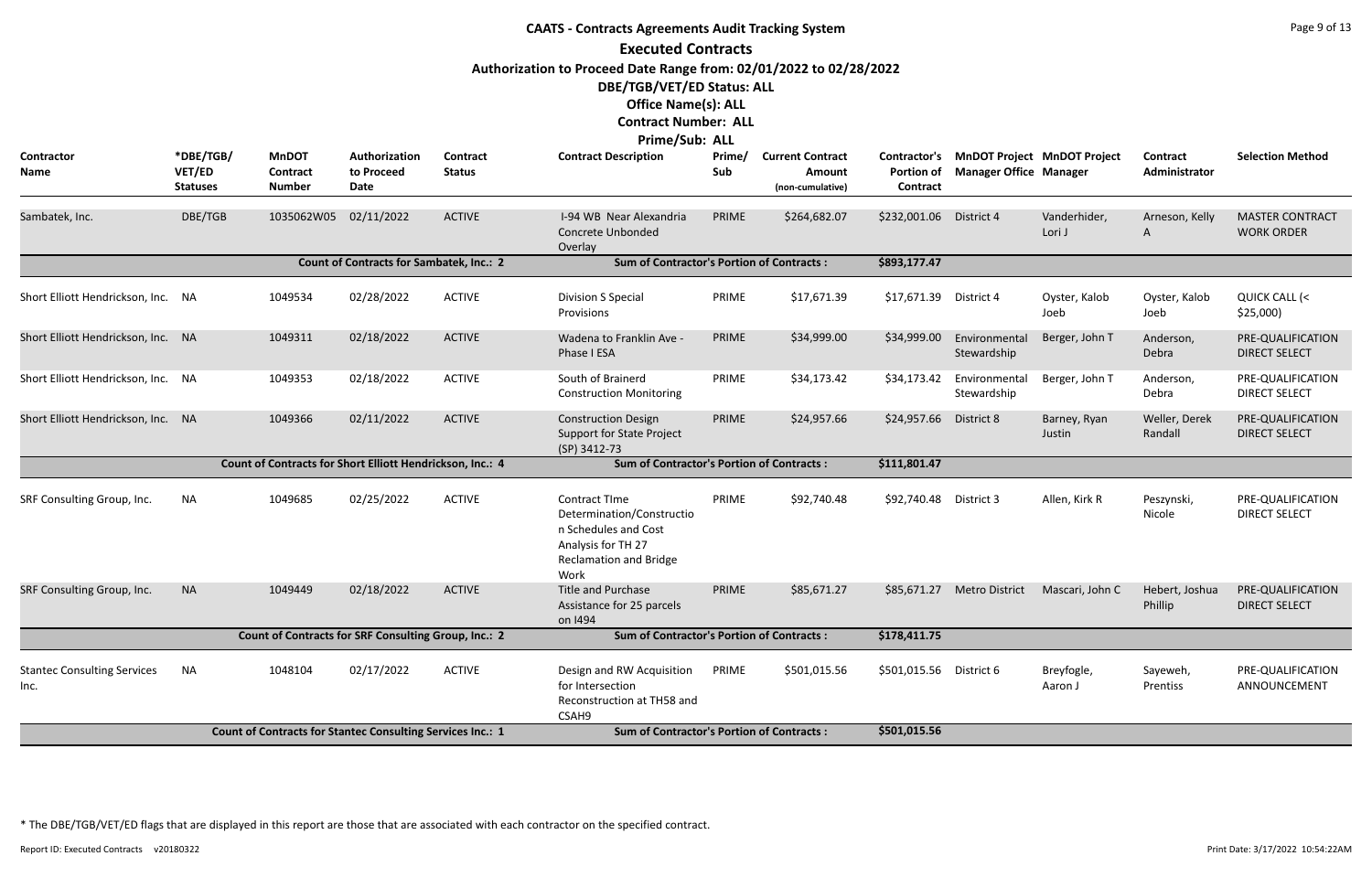# CAATS - Contracts Agreements Audit Tracking System

## Executed Contracts

**Authorization to Proceed Date Range from: 02/01/2022 to 02/28/2022**

**DBE/TGB/VET/ED Status: ALL**

**Office Name(s): ALL**

**Contract Number: ALL**

**Prime/Sub: ALL**

| Contractor Name | *DBE/TGB/ VET/ED Statuses | MnDOT Contract Number | Authorization to Proceed Date | Contract Status | Contract Description | Prime/ Sub | Current Contract Amount (non-cumulative) | Contractor's Portion of Contract | MnDOT Project Manager Office | MnDOT Project Manager | Contract Administrator | Selection Method |
|---|---|---|---|---|---|---|---|---|---|---|---|---|
| Sambatek, Inc. | DBE/TGB | 1035062W05 | 02/11/2022 | ACTIVE | I-94 WB Near Alexandria Concrete Unbonded Overlay | PRIME | $264,682.07 | $232,001.06 | District 4 | Vanderhider, Lori J | Arneson, Kelly A | MASTER CONTRACT WORK ORDER |
| | | Count of Contracts for Sambatek, Inc.: 2 | | | Sum of Contractor's Portion of Contracts : | | | $893,177.47 | | | | |
| Short Elliott Hendrickson, Inc. | NA | 1049534 | 02/28/2022 | ACTIVE | Division S Special Provisions | PRIME | $17,671.39 | $17,671.39 | District 4 | Oyster, Kalob Joeb | Oyster, Kalob Joeb | QUICK CALL (< $25,000) |
| Short Elliott Hendrickson, Inc. | NA | 1049311 | 02/18/2022 | ACTIVE | Wadena to Franklin Ave - Phase I ESA | PRIME | $34,999.00 | $34,999.00 | Environmental Stewardship | Berger, John T | Anderson, Debra | PRE-QUALIFICATION DIRECT SELECT |
| Short Elliott Hendrickson, Inc. | NA | 1049353 | 02/18/2022 | ACTIVE | South of Brainerd Construction Monitoring | PRIME | $34,173.42 | $34,173.42 | Environmental Stewardship | Berger, John T | Anderson, Debra | PRE-QUALIFICATION DIRECT SELECT |
| Short Elliott Hendrickson, Inc. | NA | 1049366 | 02/11/2022 | ACTIVE | Construction Design Support for State Project (SP) 3412-73 | PRIME | $24,957.66 | $24,957.66 | District 8 | Barney, Ryan Justin | Weller, Derek Randall | PRE-QUALIFICATION DIRECT SELECT |
| | | Count of Contracts for Short Elliott Hendrickson, Inc.: 4 | | | Sum of Contractor's Portion of Contracts : | | | $111,801.47 | | | | |
| SRF Consulting Group, Inc. | NA | 1049685 | 02/25/2022 | ACTIVE | Contract TIme Determination/Construction Schedules and Cost Analysis for TH 27 Reclamation and Bridge Work | PRIME | $92,740.48 | $92,740.48 | District 3 | Allen, Kirk R | Peszynski, Nicole | PRE-QUALIFICATION DIRECT SELECT |
| SRF Consulting Group, Inc. | NA | 1049449 | 02/18/2022 | ACTIVE | Title and Purchase Assistance for 25 parcels on I494 | PRIME | $85,671.27 | $85,671.27 | Metro District | Mascari, John C | Hebert, Joshua Phillip | PRE-QUALIFICATION DIRECT SELECT |
| | | Count of Contracts for SRF Consulting Group, Inc.: 2 | | | Sum of Contractor's Portion of Contracts : | | | $178,411.75 | | | | |
| Stantec Consulting Services Inc. | NA | 1048104 | 02/17/2022 | ACTIVE | Design and RW Acquisition for Intersection Reconstruction at TH58 and CSAH9 | PRIME | $501,015.56 | $501,015.56 | District 6 | Breyfogle, Aaron J | Sayeweh, Prentiss | PRE-QUALIFICATION ANNOUNCEMENT |
| | | Count of Contracts for Stantec Consulting Services Inc.: 1 | | | Sum of Contractor's Portion of Contracts : | | | $501,015.56 | | | | |

* The DBE/TGB/VET/ED flags that are displayed in this report are those that are associated with each contractor on the specified contract.

Report ID: Executed Contracts v20180322 Print Date: 3/17/2022 10:54:22AM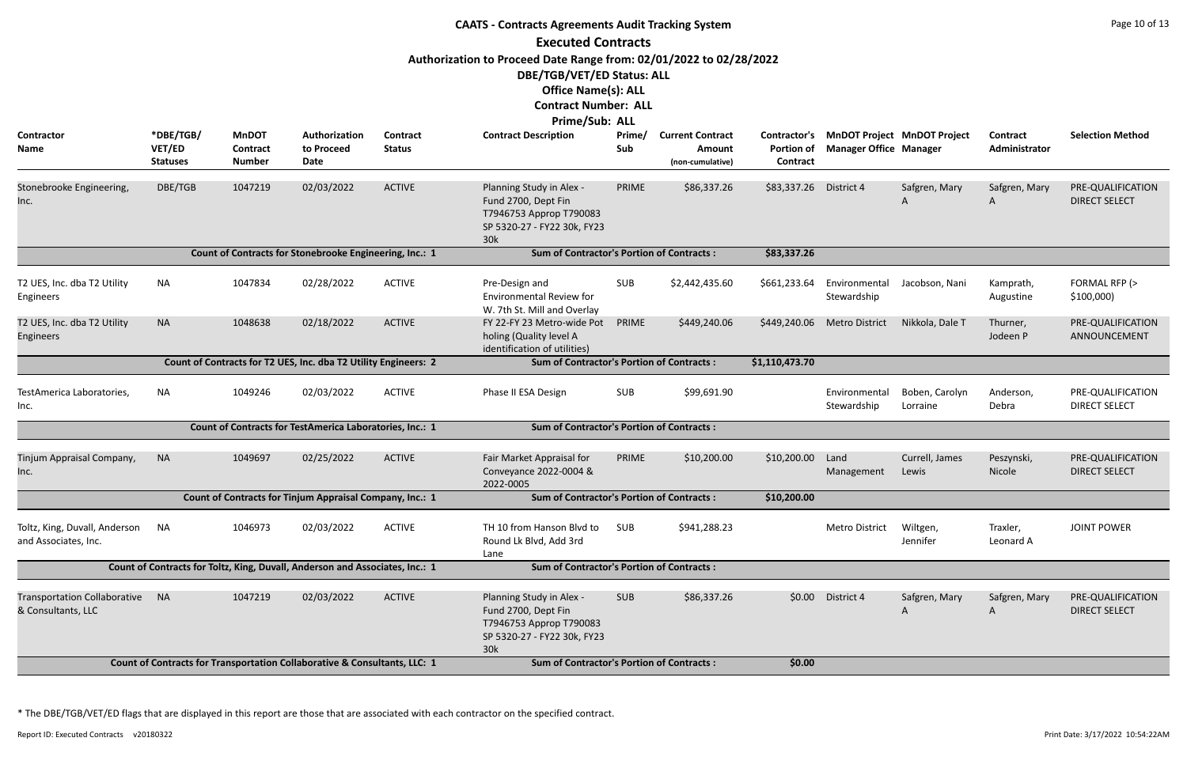# CAATS - Contracts Agreements Audit Tracking System

## Executed Contracts

**Authorization to Proceed Date Range from: 02/01/2022 to 02/28/2022**

**DBE/TGB/VET/ED Status: ALL**

**Office Name(s): ALL**

**Contract Number: ALL**

**Prime/Sub: ALL**

| Contractor Name | *DBE/TGB/ VET/ED Statuses | MnDOT Contract Number | Authorization to Proceed Date | Contract Status | Contract Description | Prime/ Sub | Current Contract Amount (non-cumulative) | Contractor's Portion of Contract | MnDOT Project Manager Office | MnDOT Project Manager | Contract Administrator | Selection Method |
|---|---|---|---|---|---|---|---|---|---|---|---|---|
| Stonebrooke Engineering, Inc. | DBE/TGB | 1047219 | 02/03/2022 | ACTIVE | Planning Study in Alex - Fund 2700, Dept Fin T7946753 Approp T790083 SP 5320-27 - FY22 30k, FY23 30k | PRIME | $86,337.26 | $83,337.26 | District 4 | Safgren, Mary A | Safgren, Mary A | PRE-QUALIFICATION DIRECT SELECT |
| | | Count of Contracts for Stonebrooke Engineering, Inc.: 1 | | | Sum of Contractor's Portion of Contracts : | | | $83,337.26 | | | | |
| T2 UES, Inc. dba T2 Utility Engineers | NA | 1047834 | 02/28/2022 | ACTIVE | Pre-Design and Environmental Review for W. 7th St. Mill and Overlay | SUB | $2,442,435.60 | $661,233.64 | Environmental Stewardship | Jacobson, Nani | Kamprath, Augustine | FORMAL RFP (> $100,000) |
| T2 UES, Inc. dba T2 Utility Engineers | NA | 1048638 | 02/18/2022 | ACTIVE | FY 22-FY 23 Metro-wide Pot holing (Quality level A identification of utilities) | PRIME | $449,240.06 | $449,240.06 | Metro District | Nikkola, Dale T | Thurner, Jodeen P | PRE-QUALIFICATION ANNOUNCEMENT |
| | | Count of Contracts for T2 UES, Inc. dba T2 Utility Engineers: 2 | | | Sum of Contractor's Portion of Contracts : | | | $1,110,473.70 | | | | |
| TestAmerica Laboratories, Inc. | NA | 1049246 | 02/03/2022 | ACTIVE | Phase II ESA Design | SUB | $99,691.90 | | Environmental Stewardship | Boben, Carolyn Lorraine | Anderson, Debra | PRE-QUALIFICATION DIRECT SELECT |
| | | Count of Contracts for TestAmerica Laboratories, Inc.: 1 | | | Sum of Contractor's Portion of Contracts : | | | | | | | |
| Tinjum Appraisal Company, Inc. | NA | 1049697 | 02/25/2022 | ACTIVE | Fair Market Appraisal for Conveyance 2022-0004 & 2022-0005 | PRIME | $10,200.00 | $10,200.00 | Land Management | Currell, James Lewis | Peszynski, Nicole | PRE-QUALIFICATION DIRECT SELECT |
| | | Count of Contracts for Tinjum Appraisal Company, Inc.: 1 | | | Sum of Contractor's Portion of Contracts : | | | $10,200.00 | | | | |
| Toltz, King, Duvall, Anderson and Associates, Inc. | NA | 1046973 | 02/03/2022 | ACTIVE | TH 10 from Hanson Blvd to Round Lk Blvd, Add 3rd Lane | SUB | $941,288.23 | | Metro District | Wiltgen, Jennifer | Traxler, Leonard A | JOINT POWER |
| | | Count of Contracts for Toltz, King, Duvall, Anderson and Associates, Inc.: 1 | | | Sum of Contractor's Portion of Contracts : | | | | | | | |
| Transportation Collaborative & Consultants, LLC | NA | 1047219 | 02/03/2022 | ACTIVE | Planning Study in Alex - Fund 2700, Dept Fin T7946753 Approp T790083 SP 5320-27 - FY22 30k, FY23 30k | SUB | $86,337.26 | $0.00 | District 4 | Safgren, Mary A | Safgren, Mary A | PRE-QUALIFICATION DIRECT SELECT |
| | | Count of Contracts for Transportation Collaborative & Consultants, LLC: 1 | | | Sum of Contractor's Portion of Contracts : | | | $0.00 | | | | |

\* The DBE/TGB/VET/ED flags that are displayed in this report are those that are associated with each contractor on the specified contract.

Report ID: Executed Contracts v20180322 | Print Date: 3/17/2022 10:54:22AM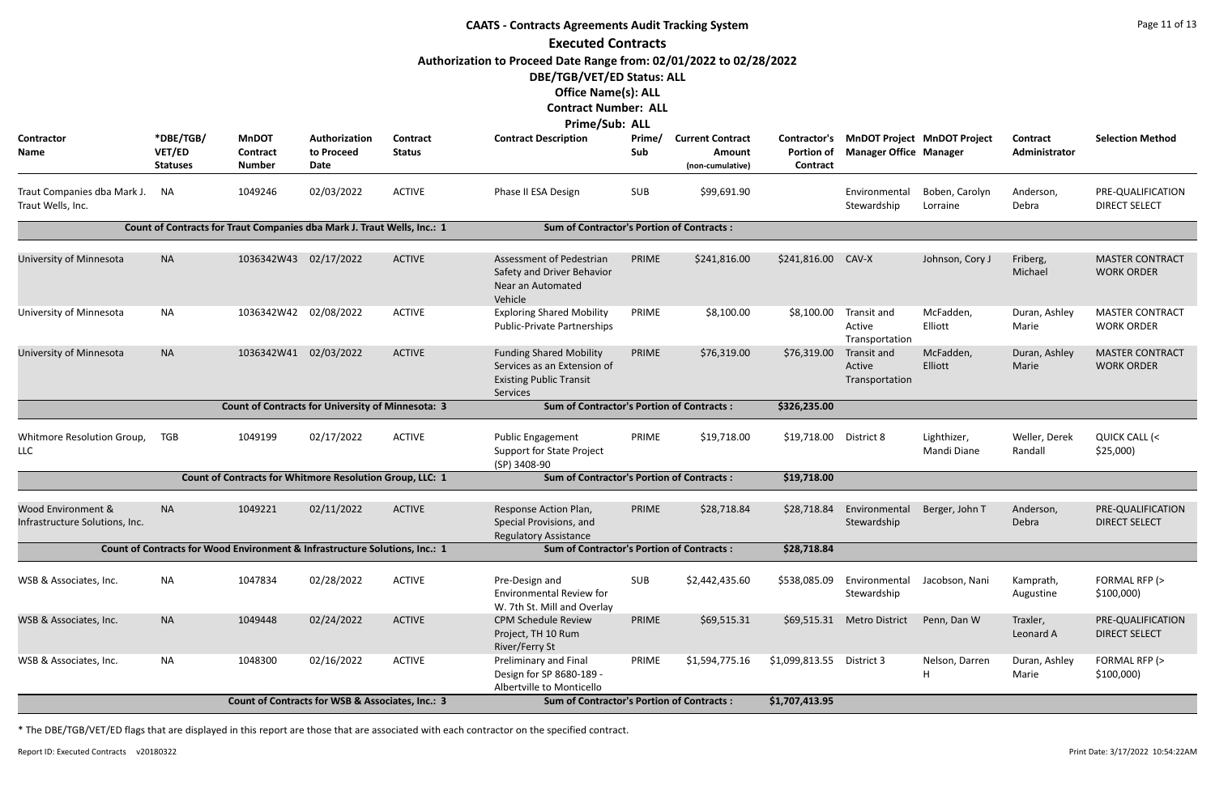# CAATS - Contracts Agreements Audit Tracking System

## Executed Contracts

**Authorization to Proceed Date Range from: 02/01/2022 to 02/28/2022**

**DBE/TGB/VET/ED Status: ALL**

**Office Name(s): ALL**

**Contract Number: ALL**

**Prime/Sub: ALL**

| Contractor Name | *DBE/TGB/VET/ED Statuses | MnDOT Contract Number | Authorization to Proceed Date | Contract Status | Contract Description | Prime/Sub | Current Contract Amount (non-cumulative) | Contractor's Portion of Contract | MnDOT Project Manager Office | MnDOT Project Manager | Contract Administrator | Selection Method |
|---|---|---|---|---|---|---|---|---|---|---|---|---|
| Traut Companies dba Mark J. Traut Wells, Inc. | NA | 1049246 | 02/03/2022 | ACTIVE | Phase II ESA Design | SUB | $99,691.90 | | Environmental Stewardship | Boben, Carolyn Lorraine | Anderson, Debra | PRE-QUALIFICATION DIRECT SELECT |
| **Count of Contracts for Traut Companies dba Mark J. Traut Wells, Inc.: 1** | | | | | **Sum of Contractor's Portion of Contracts :** | | | | | | | |
| University of Minnesota | NA | 1036342W43 | 02/17/2022 | ACTIVE | Assessment of Pedestrian Safety and Driver Behavior Near an Automated Vehicle | PRIME | $241,816.00 | $241,816.00 | CAV-X | Johnson, Cory J | Friberg, Michael | MASTER CONTRACT WORK ORDER |
| University of Minnesota | NA | 1036342W42 | 02/08/2022 | ACTIVE | Exploring Shared Mobility Public-Private Partnerships | PRIME | $8,100.00 | $8,100.00 | Transit and Active Transportation | McFadden, Elliott | Duran, Ashley Marie | MASTER CONTRACT WORK ORDER |
| University of Minnesota | NA | 1036342W41 | 02/03/2022 | ACTIVE | Funding Shared Mobility Services as an Extension of Existing Public Transit Services | PRIME | $76,319.00 | $76,319.00 | Transit and Active Transportation | McFadden, Elliott | Duran, Ashley Marie | MASTER CONTRACT WORK ORDER |
| **Count of Contracts for University of Minnesota: 3** | | | | | **Sum of Contractor's Portion of Contracts :** | | | **$326,235.00** | | | | |
| Whitmore Resolution Group, LLC | TGB | 1049199 | 02/17/2022 | ACTIVE | Public Engagement Support for State Project (SP) 3408-90 | PRIME | $19,718.00 | $19,718.00 | District 8 | Lighthizer, Mandi Diane | Weller, Derek Randall | QUICK CALL (< $25,000) |
| **Count of Contracts for Whitmore Resolution Group, LLC: 1** | | | | | **Sum of Contractor's Portion of Contracts :** | | | **$19,718.00** | | | | |
| Wood Environment & Infrastructure Solutions, Inc. | NA | 1049221 | 02/11/2022 | ACTIVE | Response Action Plan, Special Provisions, and Regulatory Assistance | PRIME | $28,718.84 | $28,718.84 | Environmental Stewardship | Berger, John T | Anderson, Debra | PRE-QUALIFICATION DIRECT SELECT |
| **Count of Contracts for Wood Environment & Infrastructure Solutions, Inc.: 1** | | | | | **Sum of Contractor's Portion of Contracts :** | | | **$28,718.84** | | | | |
| WSB & Associates, Inc. | NA | 1047834 | 02/28/2022 | ACTIVE | Pre-Design and Environmental Review for W. 7th St. Mill and Overlay | SUB | $2,442,435.60 | $538,085.09 | Environmental Stewardship | Jacobson, Nani | Kamprath, Augustine | FORMAL RFP (> $100,000) |
| WSB & Associates, Inc. | NA | 1049448 | 02/24/2022 | ACTIVE | CPM Schedule Review Project, TH 10 Rum River/Ferry St | PRIME | $69,515.31 | $69,515.31 | Metro District | Penn, Dan W | Traxler, Leonard A | PRE-QUALIFICATION DIRECT SELECT |
| WSB & Associates, Inc. | NA | 1048300 | 02/16/2022 | ACTIVE | Preliminary and Final Design for SP 8680-189 - Albertville to Monticello | PRIME | $1,594,775.16 | $1,099,813.55 | District 3 | Nelson, Darren H | Duran, Ashley Marie | FORMAL RFP (> $100,000) |
| **Count of Contracts for WSB & Associates, Inc.: 3** | | | | | **Sum of Contractor's Portion of Contracts :** | | | **$1,707,413.95** | | | | |

* The DBE/TGB/VET/ED flags that are displayed in this report are those that are associated with each contractor on the specified contract.

Report ID: Executed Contracts v20180322

Print Date: 3/17/2022 10:54:22AM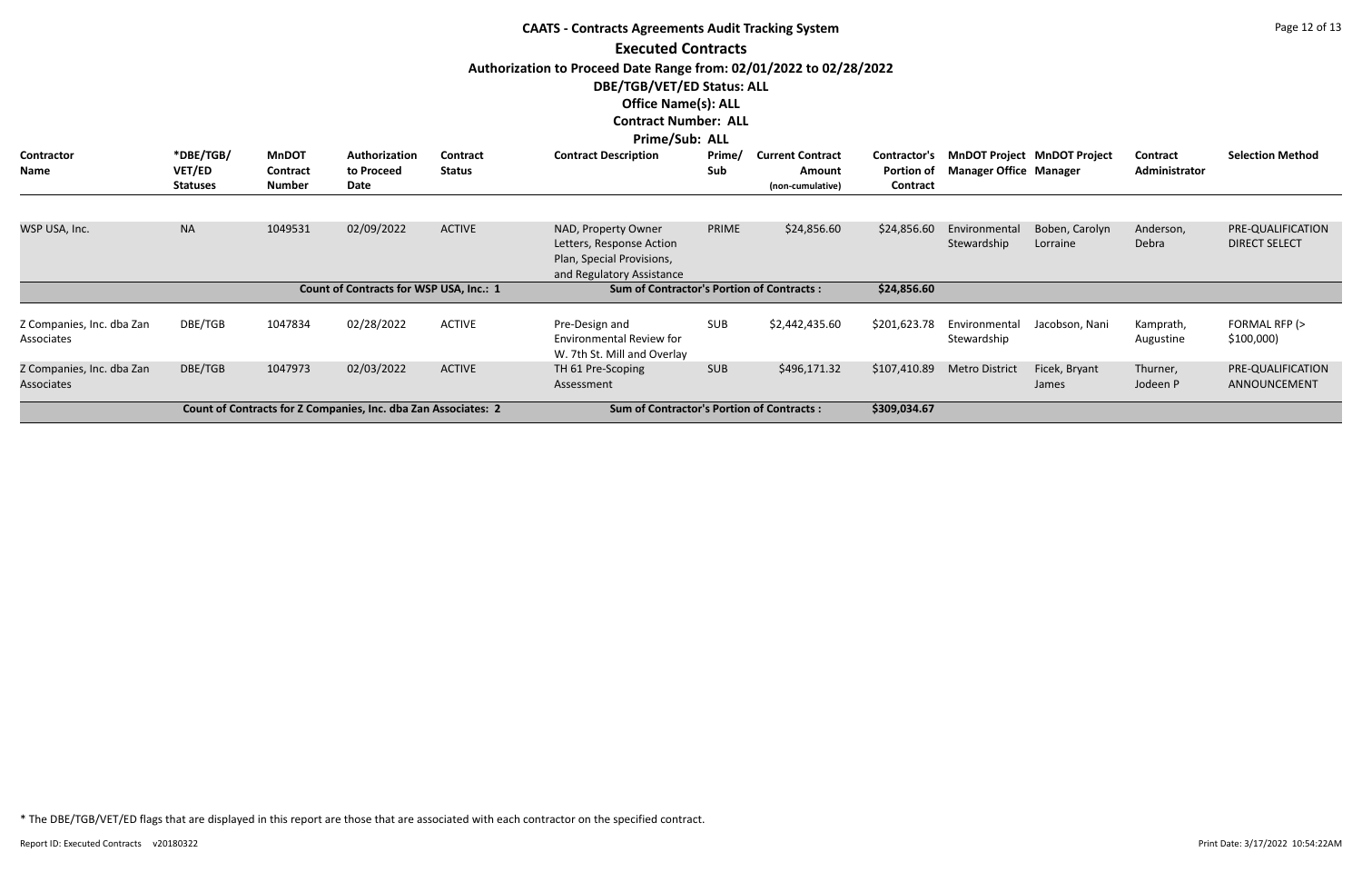# CAATS - Contracts Agreements Audit Tracking System

## Executed Contracts

**Authorization to Proceed Date Range from: 02/01/2022 to 02/28/2022**

**DBE/TGB/VET/ED Status: ALL**

**Office Name(s): ALL**

**Contract Number: ALL**

**Prime/Sub: ALL**

| Contractor Name | *DBE/TGB/ VET/ED Statuses | MnDOT Contract Number | Authorization to Proceed Date | Contract Status | Contract Description | Prime/ Sub | Current Contract Amount (non-cumulative) | Contractor's Portion of Contract | MnDOT Project Manager Office | MnDOT Project Manager | Contract Administrator | Selection Method |
|---|---|---|---|---|---|---|---|---|---|---|---|---|
| WSP USA, Inc. | NA | 1049531 | 02/09/2022 | ACTIVE | NAD, Property Owner Letters, Response Action Plan, Special Provisions, and Regulatory Assistance | PRIME | $24,856.60 | $24,856.60 | Environmental Stewardship | Boben, Carolyn Lorraine | Anderson, Debra | PRE-QUALIFICATION DIRECT SELECT |
| | | Count of Contracts for WSP USA, Inc.: 1 | | | Sum of Contractor's Portion of Contracts : | | | $24,856.60 | | | | |
| Z Companies, Inc. dba Zan Associates | DBE/TGB | 1047834 | 02/28/2022 | ACTIVE | Pre-Design and Environmental Review for W. 7th St. Mill and Overlay | SUB | $2,442,435.60 | $201,623.78 | Environmental Stewardship | Jacobson, Nani | Kamprath, Augustine | FORMAL RFP (> $100,000) |
| Z Companies, Inc. dba Zan Associates | DBE/TGB | 1047973 | 02/03/2022 | ACTIVE | TH 61 Pre-Scoping Assessment | SUB | $496,171.32 | $107,410.89 | Metro District | Ficek, Bryant James | Thurner, Jodeen P | PRE-QUALIFICATION ANNOUNCEMENT |
| | | Count of Contracts for Z Companies, Inc. dba Zan Associates: 2 | | | Sum of Contractor's Portion of Contracts : | | | $309,034.67 | | | | |

* The DBE/TGB/VET/ED flags that are displayed in this report are those that are associated with each contractor on the specified contract.

Report ID: Executed Contracts v20180322

Print Date: 3/17/2022 10:54:22AM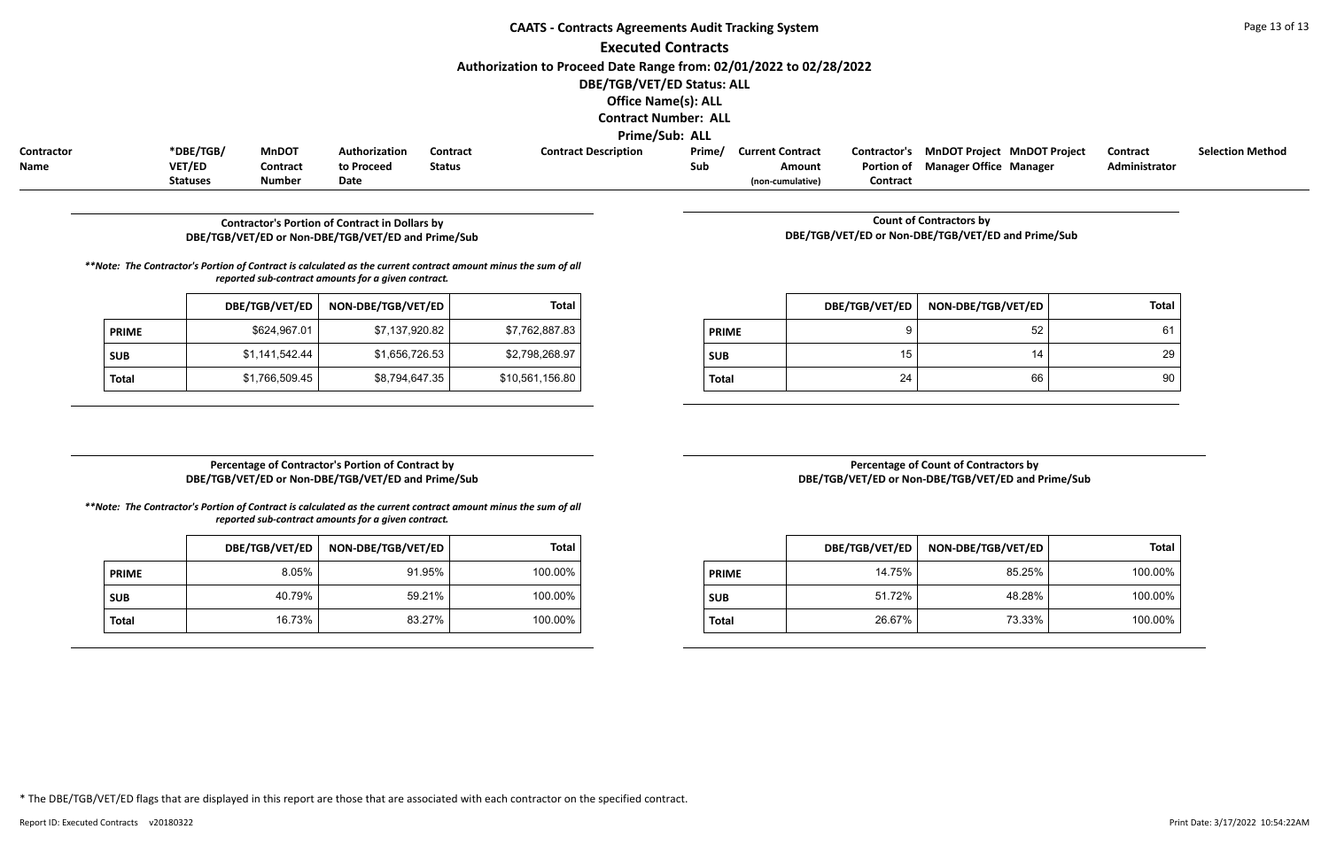# CAATS - Contracts Agreements Audit Tracking System

## Executed Contracts

**Authorization to Proceed Date Range from: 02/01/2022 to 02/28/2022**

**DBE/TGB/VET/ED Status: ALL**

**Office Name(s): ALL**

**Contract Number: ALL**

**Prime/Sub: ALL**

| Contractor Name | *DBE/TGB/ VET/ED Statuses | MnDOT Contract Number | Authorization to Proceed Date | Contract Status | Contract Description | Prime/ Sub | Current Contract Amount (non-cumulative) | Contractor's Portion of Contract | MnDOT Project Manager Office | MnDOT Project Manager | Contract Administrator | Selection Method |
|---|---|---|---|---|---|---|---|---|---|---|---|---|

### Contractor's Portion of Contract in Dollars by DBE/TGB/VET/ED or Non-DBE/TGB/VET/ED and Prime/Sub

*\*\*Note: The Contractor's Portion of Contract is calculated as the current contract amount minus the sum of all reported sub-contract amounts for a given contract.*

| | DBE/TGB/VET/ED | NON-DBE/TGB/VET/ED | Total |
|---|---|---|---|
| **PRIME** | $624,967.01 | $7,137,920.82 | $7,762,887.83 |
| **SUB** | $1,141,542.44 | $1,656,726.53 | $2,798,268.97 |
| **Total** | $1,766,509.45 | $8,794,647.35 | $10,561,156.80 |

### Count of Contractors by DBE/TGB/VET/ED or Non-DBE/TGB/VET/ED and Prime/Sub

| | DBE/TGB/VET/ED | NON-DBE/TGB/VET/ED | Total |
|---|---|---|---|
| **PRIME** | 9 | 52 | 61 |
| **SUB** | 15 | 14 | 29 |
| **Total** | 24 | 66 | 90 |

### Percentage of Contractor's Portion of Contract by DBE/TGB/VET/ED or Non-DBE/TGB/VET/ED and Prime/Sub

*\*\*Note: The Contractor's Portion of Contract is calculated as the current contract amount minus the sum of all reported sub-contract amounts for a given contract.*

| | DBE/TGB/VET/ED | NON-DBE/TGB/VET/ED | Total |
|---|---|---|---|
| **PRIME** | 8.05% | 91.95% | 100.00% |
| **SUB** | 40.79% | 59.21% | 100.00% |
| **Total** | 16.73% | 83.27% | 100.00% |

### Percentage of Count of Contractors by DBE/TGB/VET/ED or Non-DBE/TGB/VET/ED and Prime/Sub

| | DBE/TGB/VET/ED | NON-DBE/TGB/VET/ED | Total |
|---|---|---|---|
| **PRIME** | 14.75% | 85.25% | 100.00% |
| **SUB** | 51.72% | 48.28% | 100.00% |
| **Total** | 26.67% | 73.33% | 100.00% |

* The DBE/TGB/VET/ED flags that are displayed in this report are those that are associated with each contractor on the specified contract.

Report ID: Executed Contracts v20180322

Print Date: 3/17/2022 10:54:22AM